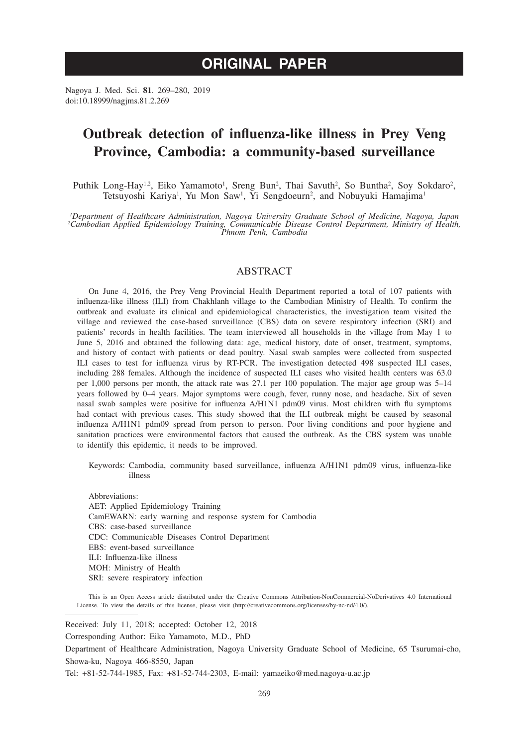# ORIGINAL PAPER

Nagoya J. Med. Sci. **81**. 269–280, 2019
doi:10.18999/nagjms.81.2.269

# Outbreak detection of influenza-like illness in Prey Veng Province, Cambodia: a community-based surveillance

Puthik Long-Hay[1,2], Eiko Yamamoto[1], Sreng Bun[2], Thai Savuth[2], So Buntha[2], Soy Sokdaro[2], Tetsuyoshi Kariya[1], Yu Mon Saw[1], Yi Sengdoeurn[2], and Nobuyuki Hamajima[1]

*[1]Department of Healthcare Administration, Nagoya University Graduate School of Medicine, Nagoya, Japan*
*[2]Cambodian Applied Epidemiology Training, Communicable Disease Control Department, Ministry of Health, Phnom Penh, Cambodia*

## ABSTRACT

On June 4, 2016, the Prey Veng Provincial Health Department reported a total of 107 patients with influenza-like illness (ILI) from Chakhlanh village to the Cambodian Ministry of Health. To confirm the outbreak and evaluate its clinical and epidemiological characteristics, the investigation team visited the village and reviewed the case-based surveillance (CBS) data on severe respiratory infection (SRI) and patients' records in health facilities. The team interviewed all households in the village from May 1 to June 5, 2016 and obtained the following data: age, medical history, date of onset, treatment, symptoms, and history of contact with patients or dead poultry. Nasal swab samples were collected from suspected ILI cases to test for influenza virus by RT-PCR. The investigation detected 498 suspected ILI cases, including 288 females. Although the incidence of suspected ILI cases who visited health centers was 63.0 per 1,000 persons per month, the attack rate was 27.1 per 100 population. The major age group was 5–14 years followed by 0–4 years. Major symptoms were cough, fever, runny nose, and headache. Six of seven nasal swab samples were positive for influenza A/H1N1 pdm09 virus. Most children with flu symptoms had contact with previous cases. This study showed that the ILI outbreak might be caused by seasonal influenza A/H1N1 pdm09 spread from person to person. Poor living conditions and poor hygiene and sanitation practices were environmental factors that caused the outbreak. As the CBS system was unable to identify this epidemic, it needs to be improved.

Keywords: Cambodia, community based surveillance, influenza A/H1N1 pdm09 virus, influenza-like illness

Abbreviations:
AET: Applied Epidemiology Training
CamEWARN: early warning and response system for Cambodia
CBS: case-based surveillance
CDC: Communicable Diseases Control Department
EBS: event-based surveillance
ILI: Influenza-like illness
MOH: Ministry of Health
SRI: severe respiratory infection

This is an Open Access article distributed under the Creative Commons Attribution-NonCommercial-NoDerivatives 4.0 International License. To view the details of this license, please visit (http://creativecommons.org/licenses/by-nc-nd/4.0/).

Received: July 11, 2018; accepted: October 12, 2018

Corresponding Author: Eiko Yamamoto, M.D., PhD

Department of Healthcare Administration, Nagoya University Graduate School of Medicine, 65 Tsurumai-cho, Showa-ku, Nagoya 466-8550, Japan

Tel: +81-52-744-1985, Fax: +81-52-744-2303, E-mail: yamaeiko@med.nagoya-u.ac.jp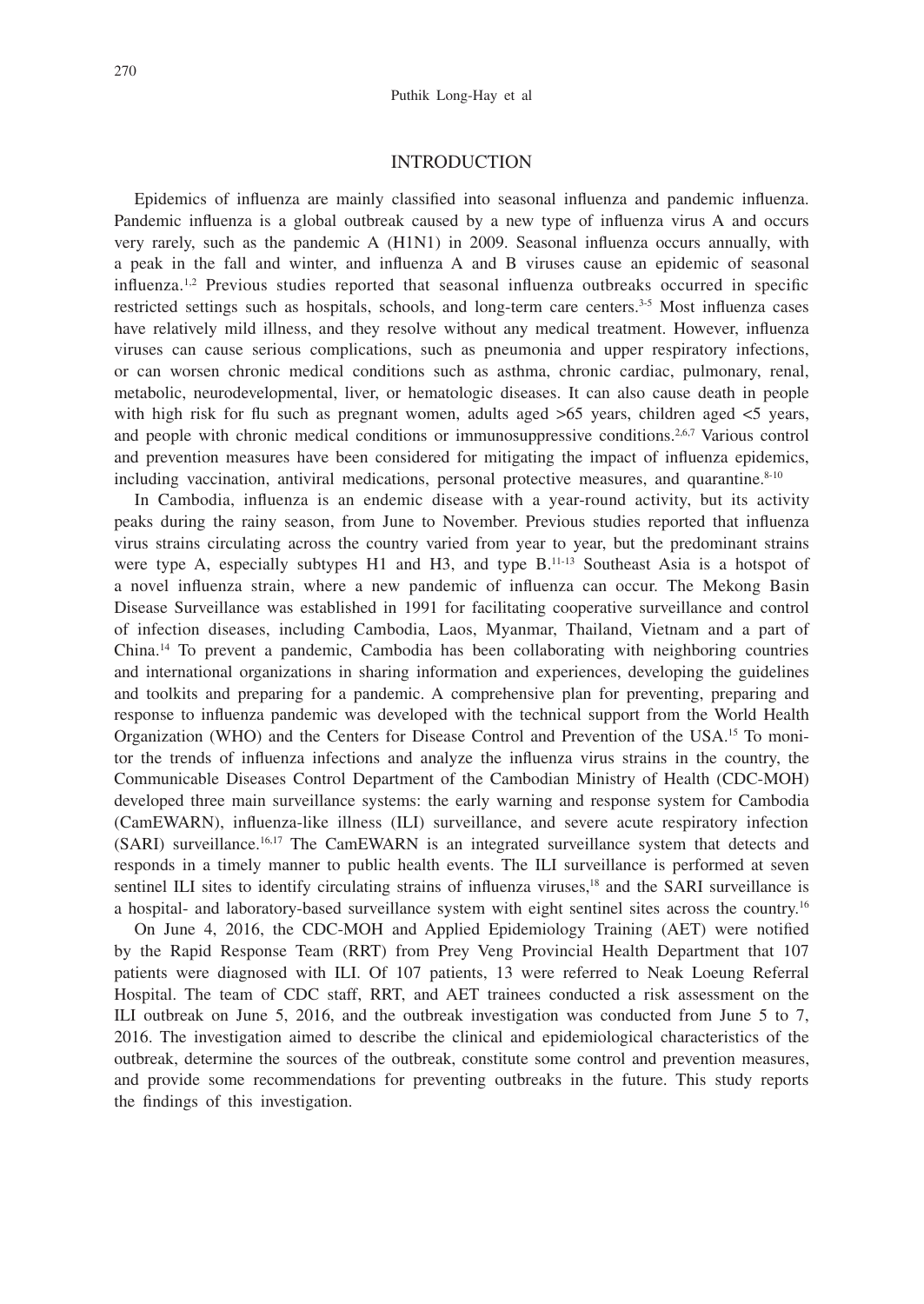## INTRODUCTION

Epidemics of influenza are mainly classified into seasonal influenza and pandemic influenza. Pandemic influenza is a global outbreak caused by a new type of influenza virus A and occurs very rarely, such as the pandemic A (H1N1) in 2009. Seasonal influenza occurs annually, with a peak in the fall and winter, and influenza A and B viruses cause an epidemic of seasonal influenza.[1,2] Previous studies reported that seasonal influenza outbreaks occurred in specific restricted settings such as hospitals, schools, and long-term care centers.[3-5] Most influenza cases have relatively mild illness, and they resolve without any medical treatment. However, influenza viruses can cause serious complications, such as pneumonia and upper respiratory infections, or can worsen chronic medical conditions such as asthma, chronic cardiac, pulmonary, renal, metabolic, neurodevelopmental, liver, or hematologic diseases. It can also cause death in people with high risk for flu such as pregnant women, adults aged >65 years, children aged <5 years, and people with chronic medical conditions or immunosuppressive conditions.[2,6,7] Various control and prevention measures have been considered for mitigating the impact of influenza epidemics, including vaccination, antiviral medications, personal protective measures, and quarantine.[8-10]

In Cambodia, influenza is an endemic disease with a year-round activity, but its activity peaks during the rainy season, from June to November. Previous studies reported that influenza virus strains circulating across the country varied from year to year, but the predominant strains were type A, especially subtypes H1 and H3, and type B.[11-13] Southeast Asia is a hotspot of a novel influenza strain, where a new pandemic of influenza can occur. The Mekong Basin Disease Surveillance was established in 1991 for facilitating cooperative surveillance and control of infection diseases, including Cambodia, Laos, Myanmar, Thailand, Vietnam and a part of China.[14] To prevent a pandemic, Cambodia has been collaborating with neighboring countries and international organizations in sharing information and experiences, developing the guidelines and toolkits and preparing for a pandemic. A comprehensive plan for preventing, preparing and response to influenza pandemic was developed with the technical support from the World Health Organization (WHO) and the Centers for Disease Control and Prevention of the USA.[15] To monitor the trends of influenza infections and analyze the influenza virus strains in the country, the Communicable Diseases Control Department of the Cambodian Ministry of Health (CDC-MOH) developed three main surveillance systems: the early warning and response system for Cambodia (CamEWARN), influenza-like illness (ILI) surveillance, and severe acute respiratory infection (SARI) surveillance.[16,17] The CamEWARN is an integrated surveillance system that detects and responds in a timely manner to public health events. The ILI surveillance is performed at seven sentinel ILI sites to identify circulating strains of influenza viruses,[18] and the SARI surveillance is a hospital- and laboratory-based surveillance system with eight sentinel sites across the country.[16]

On June 4, 2016, the CDC-MOH and Applied Epidemiology Training (AET) were notified by the Rapid Response Team (RRT) from Prey Veng Provincial Health Department that 107 patients were diagnosed with ILI. Of 107 patients, 13 were referred to Neak Loeung Referral Hospital. The team of CDC staff, RRT, and AET trainees conducted a risk assessment on the ILI outbreak on June 5, 2016, and the outbreak investigation was conducted from June 5 to 7, 2016. The investigation aimed to describe the clinical and epidemiological characteristics of the outbreak, determine the sources of the outbreak, constitute some control and prevention measures, and provide some recommendations for preventing outbreaks in the future. This study reports the findings of this investigation.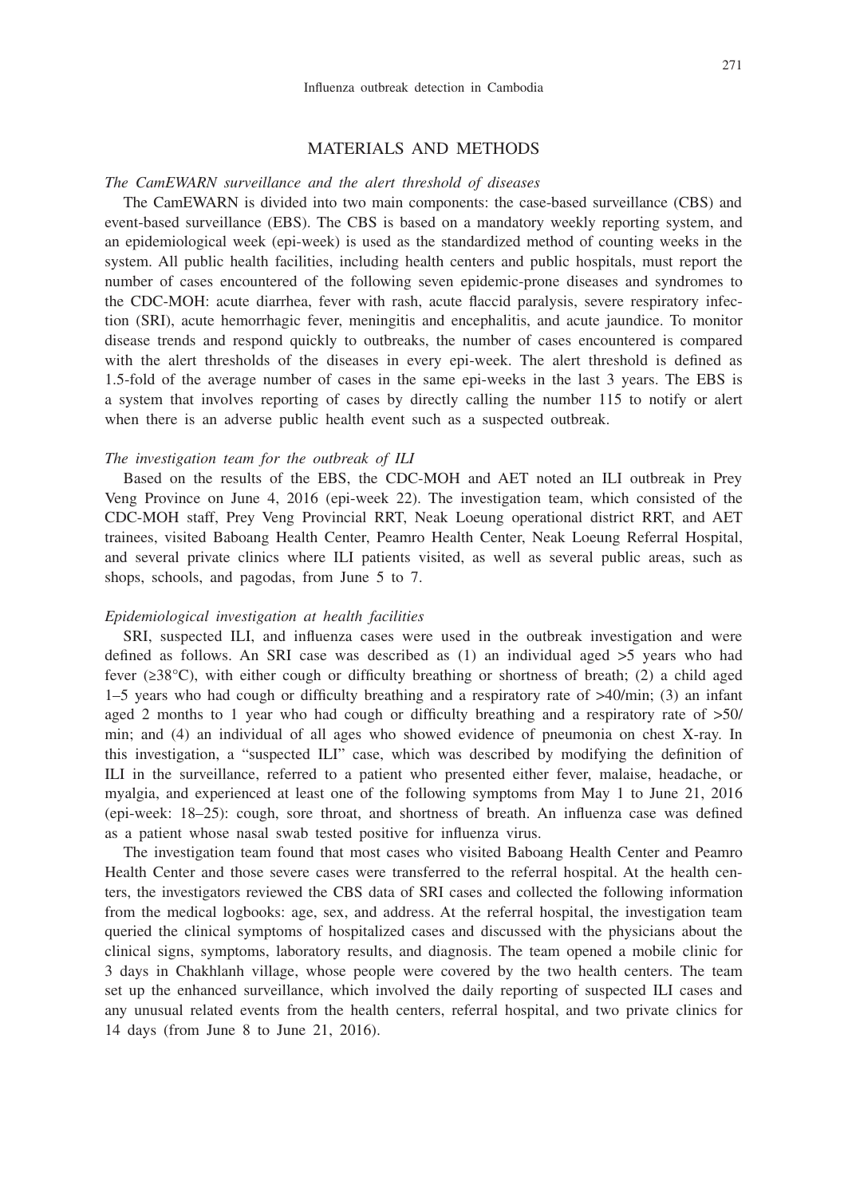## MATERIALS AND METHODS

*The CamEWARN surveillance and the alert threshold of diseases*

The CamEWARN is divided into two main components: the case-based surveillance (CBS) and event-based surveillance (EBS). The CBS is based on a mandatory weekly reporting system, and an epidemiological week (epi-week) is used as the standardized method of counting weeks in the system. All public health facilities, including health centers and public hospitals, must report the number of cases encountered of the following seven epidemic-prone diseases and syndromes to the CDC-MOH: acute diarrhea, fever with rash, acute flaccid paralysis, severe respiratory infection (SRI), acute hemorrhagic fever, meningitis and encephalitis, and acute jaundice. To monitor disease trends and respond quickly to outbreaks, the number of cases encountered is compared with the alert thresholds of the diseases in every epi-week. The alert threshold is defined as 1.5-fold of the average number of cases in the same epi-weeks in the last 3 years. The EBS is a system that involves reporting of cases by directly calling the number 115 to notify or alert when there is an adverse public health event such as a suspected outbreak.

*The investigation team for the outbreak of ILI*

Based on the results of the EBS, the CDC-MOH and AET noted an ILI outbreak in Prey Veng Province on June 4, 2016 (epi-week 22). The investigation team, which consisted of the CDC-MOH staff, Prey Veng Provincial RRT, Neak Loeung operational district RRT, and AET trainees, visited Baboang Health Center, Peamro Health Center, Neak Loeung Referral Hospital, and several private clinics where ILI patients visited, as well as several public areas, such as shops, schools, and pagodas, from June 5 to 7.

*Epidemiological investigation at health facilities*

SRI, suspected ILI, and influenza cases were used in the outbreak investigation and were defined as follows. An SRI case was described as (1) an individual aged >5 years who had fever (≥38°C), with either cough or difficulty breathing or shortness of breath; (2) a child aged 1–5 years who had cough or difficulty breathing and a respiratory rate of >40/min; (3) an infant aged 2 months to 1 year who had cough or difficulty breathing and a respiratory rate of >50/min; and (4) an individual of all ages who showed evidence of pneumonia on chest X-ray. In this investigation, a "suspected ILI" case, which was described by modifying the definition of ILI in the surveillance, referred to a patient who presented either fever, malaise, headache, or myalgia, and experienced at least one of the following symptoms from May 1 to June 21, 2016 (epi-week: 18–25): cough, sore throat, and shortness of breath. An influenza case was defined as a patient whose nasal swab tested positive for influenza virus.

The investigation team found that most cases who visited Baboang Health Center and Peamro Health Center and those severe cases were transferred to the referral hospital. At the health centers, the investigators reviewed the CBS data of SRI cases and collected the following information from the medical logbooks: age, sex, and address. At the referral hospital, the investigation team queried the clinical symptoms of hospitalized cases and discussed with the physicians about the clinical signs, symptoms, laboratory results, and diagnosis. The team opened a mobile clinic for 3 days in Chakhlanh village, whose people were covered by the two health centers. The team set up the enhanced surveillance, which involved the daily reporting of suspected ILI cases and any unusual related events from the health centers, referral hospital, and two private clinics for 14 days (from June 8 to June 21, 2016).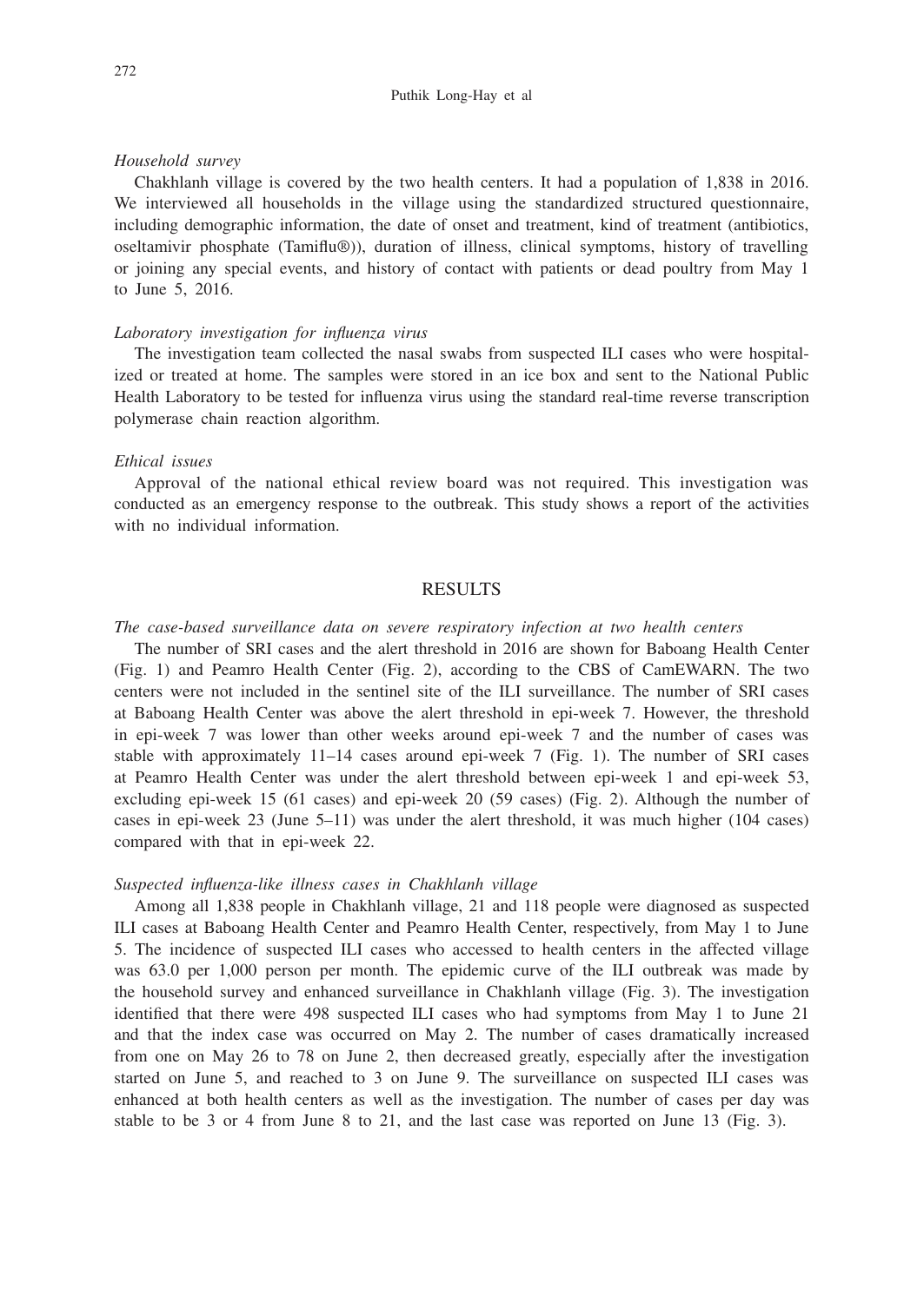*Household survey*

Chakhlanh village is covered by the two health centers. It had a population of 1,838 in 2016. We interviewed all households in the village using the standardized structured questionnaire, including demographic information, the date of onset and treatment, kind of treatment (antibiotics, oseltamivir phosphate (Tamiflu®)), duration of illness, clinical symptoms, history of travelling or joining any special events, and history of contact with patients or dead poultry from May 1 to June 5, 2016.

*Laboratory investigation for influenza virus*

The investigation team collected the nasal swabs from suspected ILI cases who were hospitalized or treated at home. The samples were stored in an ice box and sent to the National Public Health Laboratory to be tested for influenza virus using the standard real-time reverse transcription polymerase chain reaction algorithm.

*Ethical issues*

Approval of the national ethical review board was not required. This investigation was conducted as an emergency response to the outbreak. This study shows a report of the activities with no individual information.

## RESULTS

*The case-based surveillance data on severe respiratory infection at two health centers*

The number of SRI cases and the alert threshold in 2016 are shown for Baboang Health Center (Fig. 1) and Peamro Health Center (Fig. 2), according to the CBS of CamEWARN. The two centers were not included in the sentinel site of the ILI surveillance. The number of SRI cases at Baboang Health Center was above the alert threshold in epi-week 7. However, the threshold in epi-week 7 was lower than other weeks around epi-week 7 and the number of cases was stable with approximately 11–14 cases around epi-week 7 (Fig. 1). The number of SRI cases at Peamro Health Center was under the alert threshold between epi-week 1 and epi-week 53, excluding epi-week 15 (61 cases) and epi-week 20 (59 cases) (Fig. 2). Although the number of cases in epi-week 23 (June 5–11) was under the alert threshold, it was much higher (104 cases) compared with that in epi-week 22.

*Suspected influenza-like illness cases in Chakhlanh village*

Among all 1,838 people in Chakhlanh village, 21 and 118 people were diagnosed as suspected ILI cases at Baboang Health Center and Peamro Health Center, respectively, from May 1 to June 5. The incidence of suspected ILI cases who accessed to health centers in the affected village was 63.0 per 1,000 person per month. The epidemic curve of the ILI outbreak was made by the household survey and enhanced surveillance in Chakhlanh village (Fig. 3). The investigation identified that there were 498 suspected ILI cases who had symptoms from May 1 to June 21 and that the index case was occurred on May 2. The number of cases dramatically increased from one on May 26 to 78 on June 2, then decreased greatly, especially after the investigation started on June 5, and reached to 3 on June 9. The surveillance on suspected ILI cases was enhanced at both health centers as well as the investigation. The number of cases per day was stable to be 3 or 4 from June 8 to 21, and the last case was reported on June 13 (Fig. 3).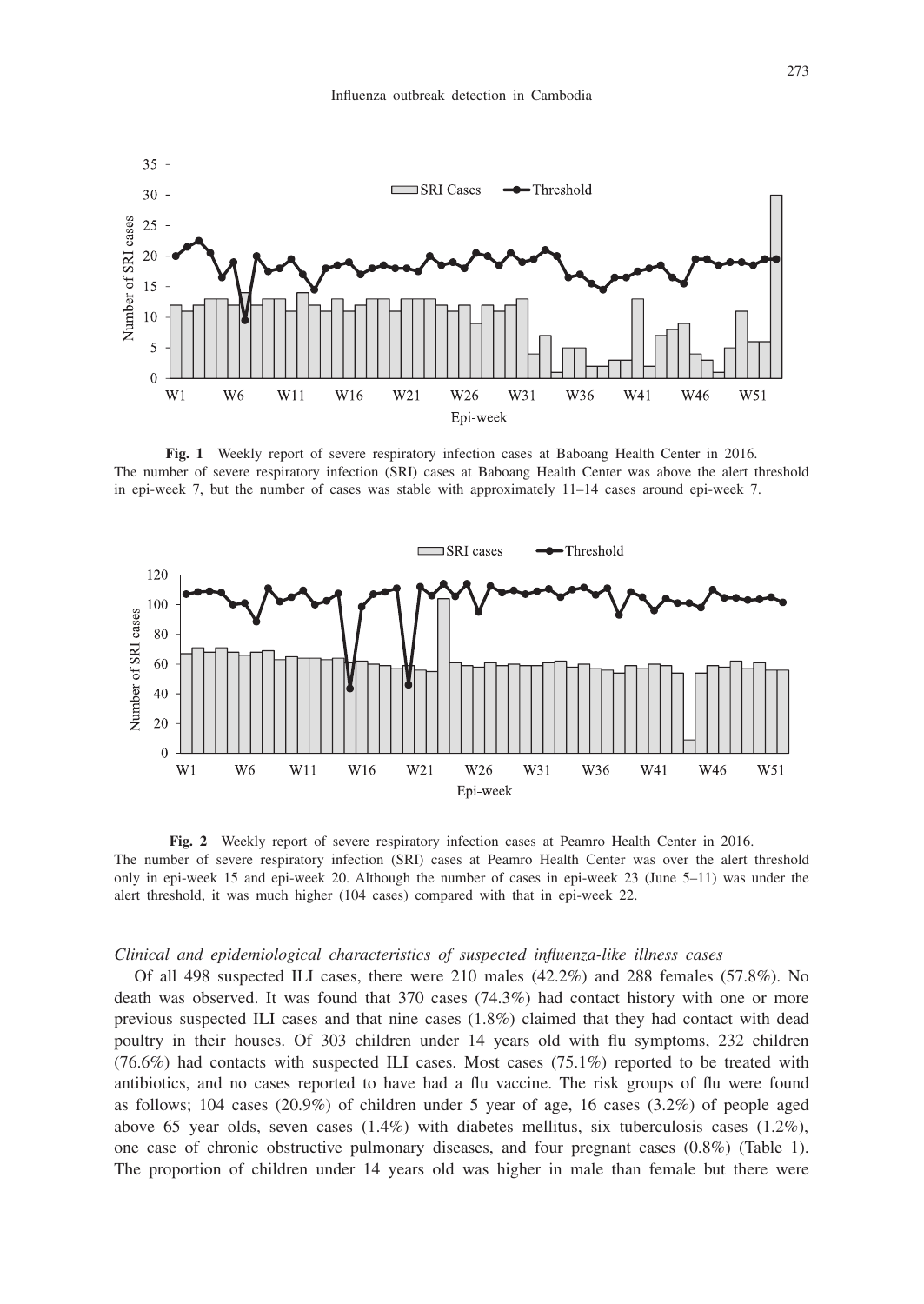**Fig. 1** Weekly report of severe respiratory infection cases at Baboang Health Center in 2016.
The number of severe respiratory infection (SRI) cases at Baboang Health Center was above the alert threshold in epi-week 7, but the number of cases was stable with approximately 11–14 cases around epi-week 7.

**Fig. 2** Weekly report of severe respiratory infection cases at Peamro Health Center in 2016.
The number of severe respiratory infection (SRI) cases at Peamro Health Center was over the alert threshold only in epi-week 15 and epi-week 20. Although the number of cases in epi-week 23 (June 5–11) was under the alert threshold, it was much higher (104 cases) compared with that in epi-week 22.

### *Clinical and epidemiological characteristics of suspected influenza-like illness cases*

Of all 498 suspected ILI cases, there were 210 males (42.2%) and 288 females (57.8%). No death was observed. It was found that 370 cases (74.3%) had contact history with one or more previous suspected ILI cases and that nine cases (1.8%) claimed that they had contact with dead poultry in their houses. Of 303 children under 14 years old with flu symptoms, 232 children (76.6%) had contacts with suspected ILI cases. Most cases (75.1%) reported to be treated with antibiotics, and no cases reported to have had a flu vaccine. The risk groups of flu were found as follows; 104 cases (20.9%) of children under 5 year of age, 16 cases (3.2%) of people aged above 65 year olds, seven cases (1.4%) with diabetes mellitus, six tuberculosis cases (1.2%), one case of chronic obstructive pulmonary diseases, and four pregnant cases (0.8%) (Table 1). The proportion of children under 14 years old was higher in male than female but there were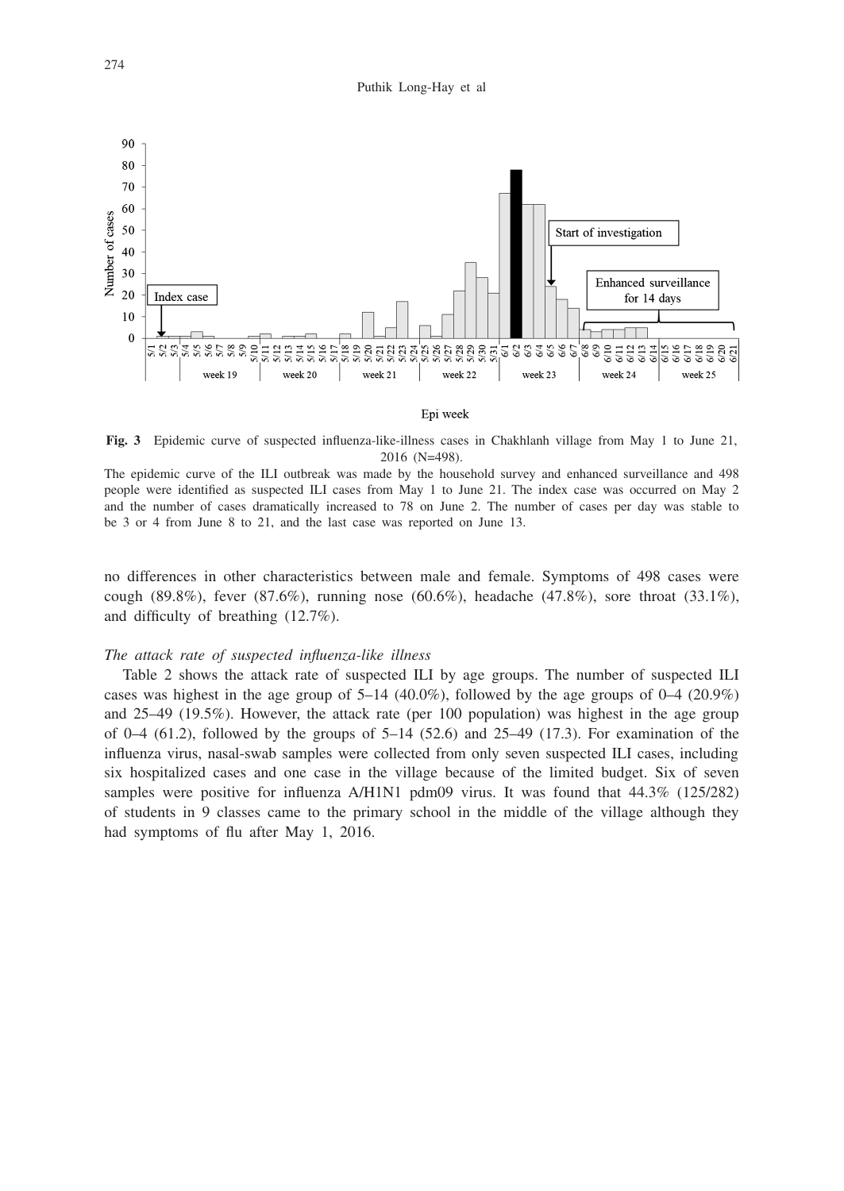**Fig. 3** Epidemic curve of suspected influenza-like-illness cases in Chakhlanh village from May 1 to June 21, 2016 (N=498).

The epidemic curve of the ILI outbreak was made by the household survey and enhanced surveillance and 498 people were identified as suspected ILI cases from May 1 to June 21. The index case was occurred on May 2 and the number of cases dramatically increased to 78 on June 2. The number of cases per day was stable to be 3 or 4 from June 8 to 21, and the last case was reported on June 13.

no differences in other characteristics between male and female. Symptoms of 498 cases were cough (89.8%), fever (87.6%), running nose (60.6%), headache (47.8%), sore throat (33.1%), and difficulty of breathing (12.7%).

*The attack rate of suspected influenza-like illness*

Table 2 shows the attack rate of suspected ILI by age groups. The number of suspected ILI cases was highest in the age group of 5–14 (40.0%), followed by the age groups of 0–4 (20.9%) and 25–49 (19.5%). However, the attack rate (per 100 population) was highest in the age group of 0–4 (61.2), followed by the groups of 5–14 (52.6) and 25–49 (17.3). For examination of the influenza virus, nasal-swab samples were collected from only seven suspected ILI cases, including six hospitalized cases and one case in the village because of the limited budget. Six of seven samples were positive for influenza A/H1N1 pdm09 virus. It was found that 44.3% (125/282) of students in 9 classes came to the primary school in the middle of the village although they had symptoms of flu after May 1, 2016.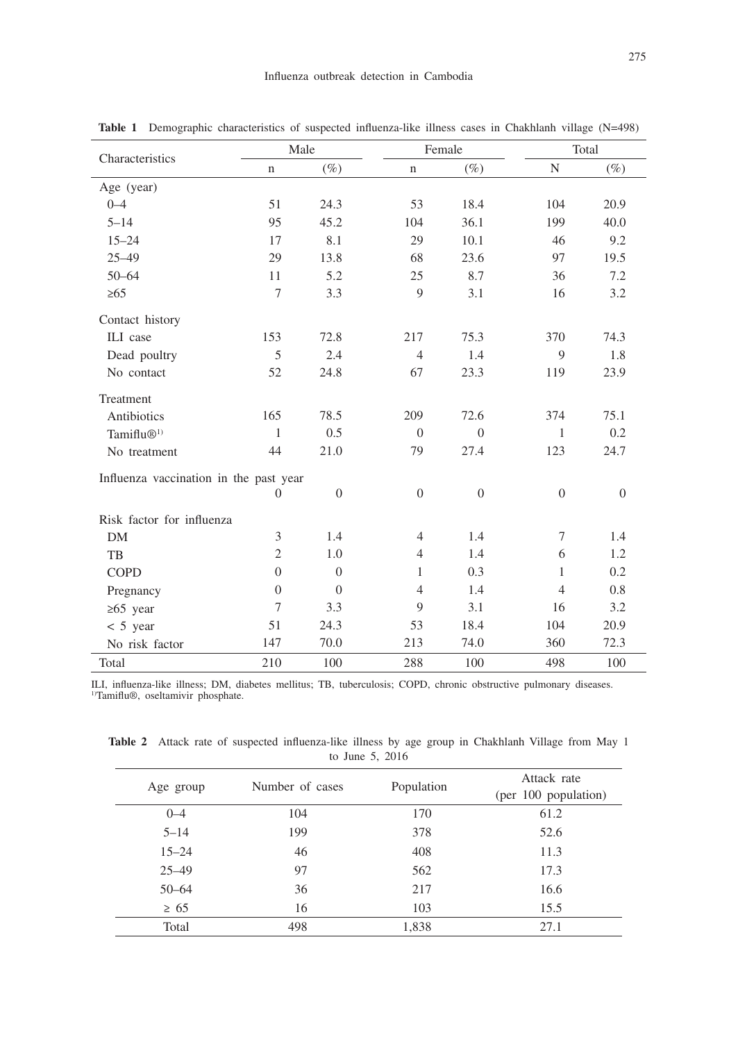**Table 1** Demographic characteristics of suspected influenza-like illness cases in Chakhlanh village (N=498)

| Characteristics | Male | | Female | | Total | |
|---|---|---|---|---|---|---|
| | n | (%) | n | (%) | N | (%) |
| Age (year) | | | | | | |
| 0–4 | 51 | 24.3 | 53 | 18.4 | 104 | 20.9 |
| 5–14 | 95 | 45.2 | 104 | 36.1 | 199 | 40.0 |
| 15–24 | 17 | 8.1 | 29 | 10.1 | 46 | 9.2 |
| 25–49 | 29 | 13.8 | 68 | 23.6 | 97 | 19.5 |
| 50–64 | 11 | 5.2 | 25 | 8.7 | 36 | 7.2 |
| ≥65 | 7 | 3.3 | 9 | 3.1 | 16 | 3.2 |
| Contact history | | | | | | |
| ILI case | 153 | 72.8 | 217 | 75.3 | 370 | 74.3 |
| Dead poultry | 5 | 2.4 | 4 | 1.4 | 9 | 1.8 |
| No contact | 52 | 24.8 | 67 | 23.3 | 119 | 23.9 |
| Treatment | | | | | | |
| Antibiotics | 165 | 78.5 | 209 | 72.6 | 374 | 75.1 |
| Tamiflu®[1)] | 1 | 0.5 | 0 | 0 | 1 | 0.2 |
| No treatment | 44 | 21.0 | 79 | 27.4 | 123 | 24.7 |
| Influenza vaccination in the past year | 0 | 0 | 0 | 0 | 0 | 0 |
| Risk factor for influenza | | | | | | |
| DM | 3 | 1.4 | 4 | 1.4 | 7 | 1.4 |
| TB | 2 | 1.0 | 4 | 1.4 | 6 | 1.2 |
| COPD | 0 | 0 | 1 | 0.3 | 1 | 0.2 |
| Pregnancy | 0 | 0 | 4 | 1.4 | 4 | 0.8 |
| ≥65 year | 7 | 3.3 | 9 | 3.1 | 16 | 3.2 |
| < 5 year | 51 | 24.3 | 53 | 18.4 | 104 | 20.9 |
| No risk factor | 147 | 70.0 | 213 | 74.0 | 360 | 72.3 |
| Total | 210 | 100 | 288 | 100 | 498 | 100 |

ILI, influenza-like illness; DM, diabetes mellitus; TB, tuberculosis; COPD, chronic obstructive pulmonary diseases.
[1)]Tamiflu®, oseltamivir phosphate.

**Table 2** Attack rate of suspected influenza-like illness by age group in Chakhlanh Village from May 1 to June 5, 2016

| Age group | Number of cases | Population | Attack rate (per 100 population) |
|---|---|---|---|
| 0–4 | 104 | 170 | 61.2 |
| 5–14 | 199 | 378 | 52.6 |
| 15–24 | 46 | 408 | 11.3 |
| 25–49 | 97 | 562 | 17.3 |
| 50–64 | 36 | 217 | 16.6 |
| ≥ 65 | 16 | 103 | 15.5 |
| Total | 498 | 1,838 | 27.1 |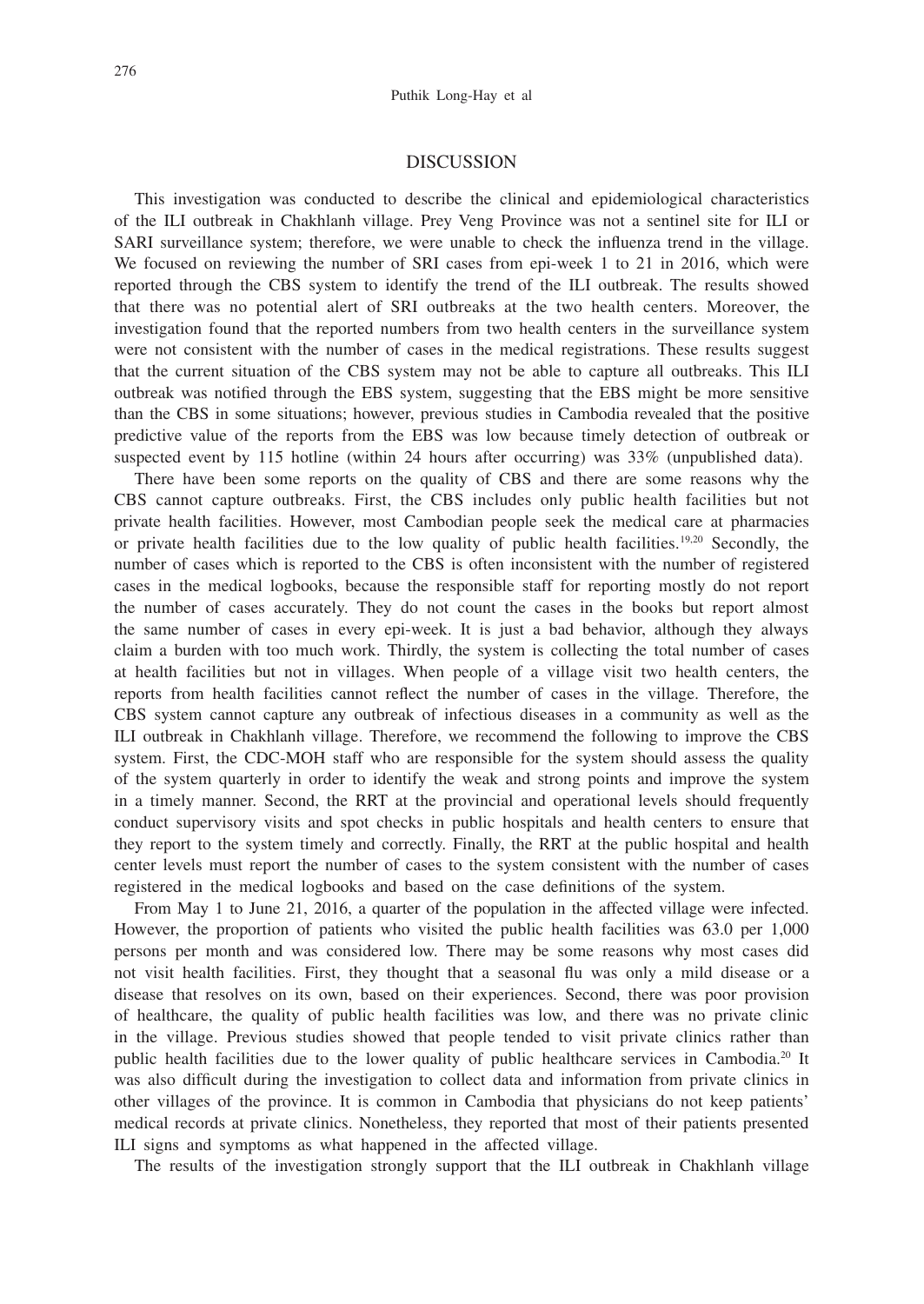## DISCUSSION

This investigation was conducted to describe the clinical and epidemiological characteristics of the ILI outbreak in Chakhlanh village. Prey Veng Province was not a sentinel site for ILI or SARI surveillance system; therefore, we were unable to check the influenza trend in the village. We focused on reviewing the number of SRI cases from epi-week 1 to 21 in 2016, which were reported through the CBS system to identify the trend of the ILI outbreak. The results showed that there was no potential alert of SRI outbreaks at the two health centers. Moreover, the investigation found that the reported numbers from two health centers in the surveillance system were not consistent with the number of cases in the medical registrations. These results suggest that the current situation of the CBS system may not be able to capture all outbreaks. This ILI outbreak was notified through the EBS system, suggesting that the EBS might be more sensitive than the CBS in some situations; however, previous studies in Cambodia revealed that the positive predictive value of the reports from the EBS was low because timely detection of outbreak or suspected event by 115 hotline (within 24 hours after occurring) was 33% (unpublished data).

There have been some reports on the quality of CBS and there are some reasons why the CBS cannot capture outbreaks. First, the CBS includes only public health facilities but not private health facilities. However, most Cambodian people seek the medical care at pharmacies or private health facilities due to the low quality of public health facilities.[19,20] Secondly, the number of cases which is reported to the CBS is often inconsistent with the number of registered cases in the medical logbooks, because the responsible staff for reporting mostly do not report the number of cases accurately. They do not count the cases in the books but report almost the same number of cases in every epi-week. It is just a bad behavior, although they always claim a burden with too much work. Thirdly, the system is collecting the total number of cases at health facilities but not in villages. When people of a village visit two health centers, the reports from health facilities cannot reflect the number of cases in the village. Therefore, the CBS system cannot capture any outbreak of infectious diseases in a community as well as the ILI outbreak in Chakhlanh village. Therefore, we recommend the following to improve the CBS system. First, the CDC-MOH staff who are responsible for the system should assess the quality of the system quarterly in order to identify the weak and strong points and improve the system in a timely manner. Second, the RRT at the provincial and operational levels should frequently conduct supervisory visits and spot checks in public hospitals and health centers to ensure that they report to the system timely and correctly. Finally, the RRT at the public hospital and health center levels must report the number of cases to the system consistent with the number of cases registered in the medical logbooks and based on the case definitions of the system.

From May 1 to June 21, 2016, a quarter of the population in the affected village were infected. However, the proportion of patients who visited the public health facilities was 63.0 per 1,000 persons per month and was considered low. There may be some reasons why most cases did not visit health facilities. First, they thought that a seasonal flu was only a mild disease or a disease that resolves on its own, based on their experiences. Second, there was poor provision of healthcare, the quality of public health facilities was low, and there was no private clinic in the village. Previous studies showed that people tended to visit private clinics rather than public health facilities due to the lower quality of public healthcare services in Cambodia.[20] It was also difficult during the investigation to collect data and information from private clinics in other villages of the province. It is common in Cambodia that physicians do not keep patients' medical records at private clinics. Nonetheless, they reported that most of their patients presented ILI signs and symptoms as what happened in the affected village.

The results of the investigation strongly support that the ILI outbreak in Chakhlanh village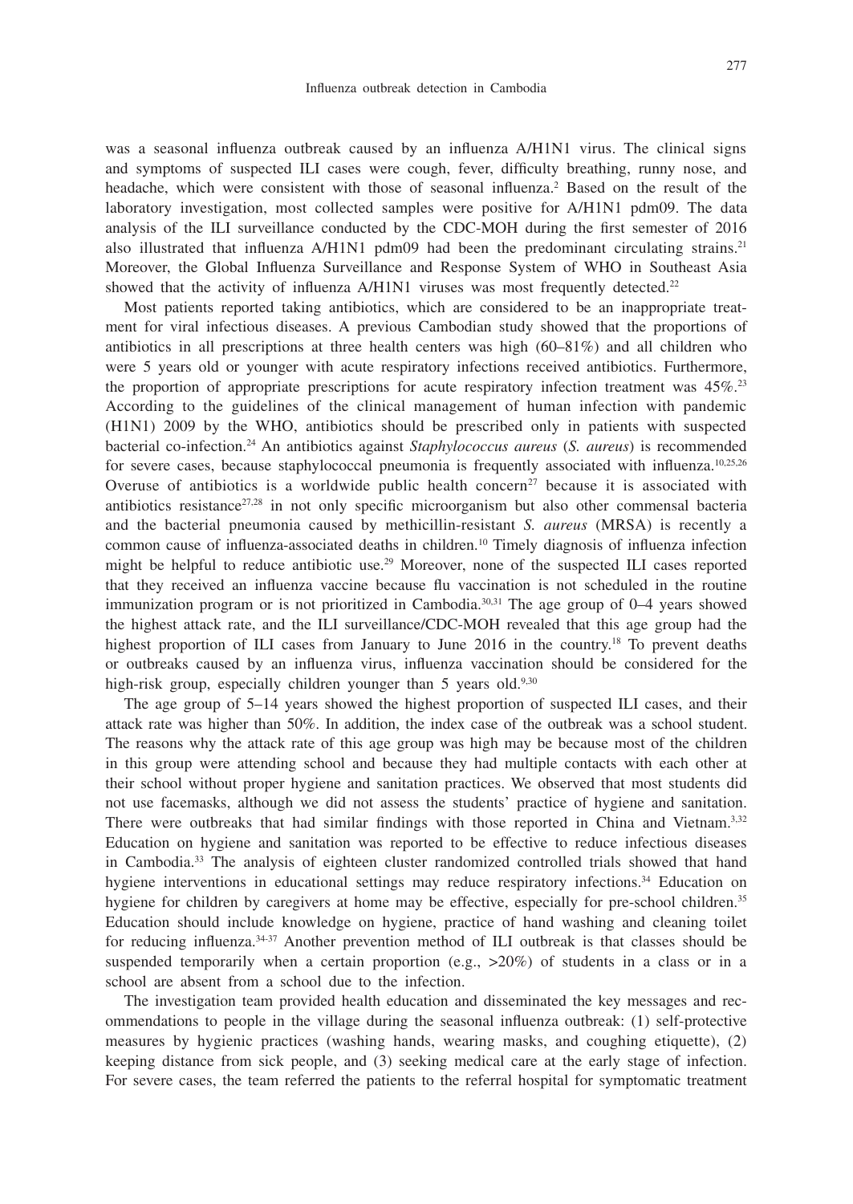was a seasonal influenza outbreak caused by an influenza A/H1N1 virus. The clinical signs and symptoms of suspected ILI cases were cough, fever, difficulty breathing, runny nose, and headache, which were consistent with those of seasonal influenza.[2] Based on the result of the laboratory investigation, most collected samples were positive for A/H1N1 pdm09. The data analysis of the ILI surveillance conducted by the CDC-MOH during the first semester of 2016 also illustrated that influenza A/H1N1 pdm09 had been the predominant circulating strains.[21] Moreover, the Global Influenza Surveillance and Response System of WHO in Southeast Asia showed that the activity of influenza A/H1N1 viruses was most frequently detected.[22]

Most patients reported taking antibiotics, which are considered to be an inappropriate treatment for viral infectious diseases. A previous Cambodian study showed that the proportions of antibiotics in all prescriptions at three health centers was high (60–81%) and all children who were 5 years old or younger with acute respiratory infections received antibiotics. Furthermore, the proportion of appropriate prescriptions for acute respiratory infection treatment was 45%.[23] According to the guidelines of the clinical management of human infection with pandemic (H1N1) 2009 by the WHO, antibiotics should be prescribed only in patients with suspected bacterial co-infection.[24] An antibiotics against *Staphylococcus aureus* (*S. aureus*) is recommended for severe cases, because staphylococcal pneumonia is frequently associated with influenza.[10,25,26] Overuse of antibiotics is a worldwide public health concern[27] because it is associated with antibiotics resistance[27,28] in not only specific microorganism but also other commensal bacteria and the bacterial pneumonia caused by methicillin-resistant *S. aureus* (MRSA) is recently a common cause of influenza-associated deaths in children.[10] Timely diagnosis of influenza infection might be helpful to reduce antibiotic use.[29] Moreover, none of the suspected ILI cases reported that they received an influenza vaccine because flu vaccination is not scheduled in the routine immunization program or is not prioritized in Cambodia.[30,31] The age group of 0–4 years showed the highest attack rate, and the ILI surveillance/CDC-MOH revealed that this age group had the highest proportion of ILI cases from January to June 2016 in the country.[18] To prevent deaths or outbreaks caused by an influenza virus, influenza vaccination should be considered for the high-risk group, especially children younger than 5 years old.[9,30]

The age group of 5–14 years showed the highest proportion of suspected ILI cases, and their attack rate was higher than 50%. In addition, the index case of the outbreak was a school student. The reasons why the attack rate of this age group was high may be because most of the children in this group were attending school and because they had multiple contacts with each other at their school without proper hygiene and sanitation practices. We observed that most students did not use facemasks, although we did not assess the students' practice of hygiene and sanitation. There were outbreaks that had similar findings with those reported in China and Vietnam.[3,32] Education on hygiene and sanitation was reported to be effective to reduce infectious diseases in Cambodia.[33] The analysis of eighteen cluster randomized controlled trials showed that hand hygiene interventions in educational settings may reduce respiratory infections.[34] Education on hygiene for children by caregivers at home may be effective, especially for pre-school children.[35] Education should include knowledge on hygiene, practice of hand washing and cleaning toilet for reducing influenza.[34-37] Another prevention method of ILI outbreak is that classes should be suspended temporarily when a certain proportion (e.g., >20%) of students in a class or in a school are absent from a school due to the infection.

The investigation team provided health education and disseminated the key messages and recommendations to people in the village during the seasonal influenza outbreak: (1) self-protective measures by hygienic practices (washing hands, wearing masks, and coughing etiquette), (2) keeping distance from sick people, and (3) seeking medical care at the early stage of infection. For severe cases, the team referred the patients to the referral hospital for symptomatic treatment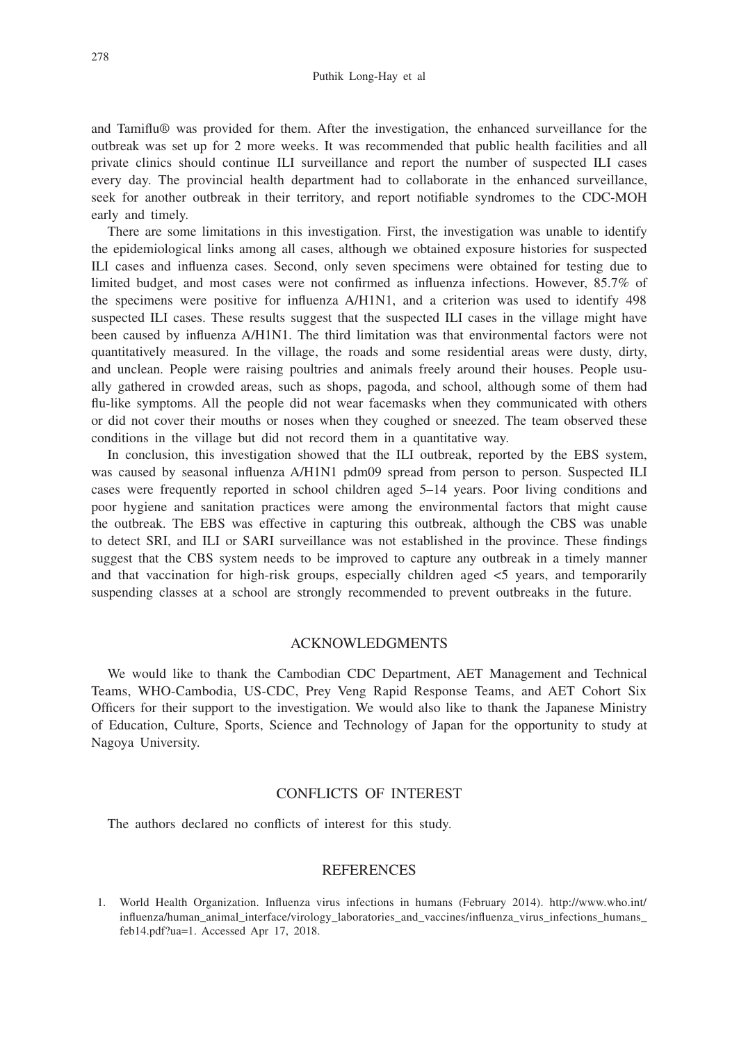and Tamiflu® was provided for them. After the investigation, the enhanced surveillance for the outbreak was set up for 2 more weeks. It was recommended that public health facilities and all private clinics should continue ILI surveillance and report the number of suspected ILI cases every day. The provincial health department had to collaborate in the enhanced surveillance, seek for another outbreak in their territory, and report notifiable syndromes to the CDC-MOH early and timely.

There are some limitations in this investigation. First, the investigation was unable to identify the epidemiological links among all cases, although we obtained exposure histories for suspected ILI cases and influenza cases. Second, only seven specimens were obtained for testing due to limited budget, and most cases were not confirmed as influenza infections. However, 85.7% of the specimens were positive for influenza A/H1N1, and a criterion was used to identify 498 suspected ILI cases. These results suggest that the suspected ILI cases in the village might have been caused by influenza A/H1N1. The third limitation was that environmental factors were not quantitatively measured. In the village, the roads and some residential areas were dusty, dirty, and unclean. People were raising poultries and animals freely around their houses. People usually gathered in crowded areas, such as shops, pagoda, and school, although some of them had flu-like symptoms. All the people did not wear facemasks when they communicated with others or did not cover their mouths or noses when they coughed or sneezed. The team observed these conditions in the village but did not record them in a quantitative way.

In conclusion, this investigation showed that the ILI outbreak, reported by the EBS system, was caused by seasonal influenza A/H1N1 pdm09 spread from person to person. Suspected ILI cases were frequently reported in school children aged 5–14 years. Poor living conditions and poor hygiene and sanitation practices were among the environmental factors that might cause the outbreak. The EBS was effective in capturing this outbreak, although the CBS was unable to detect SRI, and ILI or SARI surveillance was not established in the province. These findings suggest that the CBS system needs to be improved to capture any outbreak in a timely manner and that vaccination for high-risk groups, especially children aged <5 years, and temporarily suspending classes at a school are strongly recommended to prevent outbreaks in the future.

## ACKNOWLEDGMENTS

We would like to thank the Cambodian CDC Department, AET Management and Technical Teams, WHO-Cambodia, US-CDC, Prey Veng Rapid Response Teams, and AET Cohort Six Officers for their support to the investigation. We would also like to thank the Japanese Ministry of Education, Culture, Sports, Science and Technology of Japan for the opportunity to study at Nagoya University.

## CONFLICTS OF INTEREST

The authors declared no conflicts of interest for this study.

## REFERENCES

1. World Health Organization. Influenza virus infections in humans (February 2014). http://www.who.int/influenza/human_animal_interface/virology_laboratories_and_vaccines/influenza_virus_infections_humans_feb14.pdf?ua=1. Accessed Apr 17, 2018.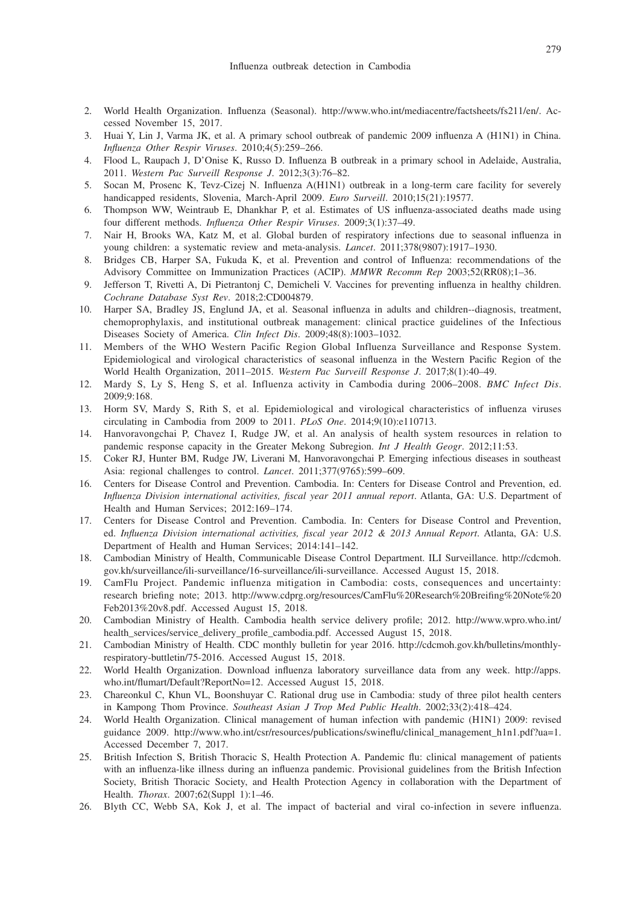2. World Health Organization. Influenza (Seasonal). http://www.who.int/mediacentre/factsheets/fs211/en/. Accessed November 15, 2017.
3. Huai Y, Lin J, Varma JK, et al. A primary school outbreak of pandemic 2009 influenza A (H1N1) in China. *Influenza Other Respir Viruses*. 2010;4(5):259–266.
4. Flood L, Raupach J, D'Onise K, Russo D. Influenza B outbreak in a primary school in Adelaide, Australia, 2011. *Western Pac Surveill Response J*. 2012;3(3):76–82.
5. Socan M, Prosenc K, Tevz-Cizej N. Influenza A(H1N1) outbreak in a long-term care facility for severely handicapped residents, Slovenia, March-April 2009. *Euro Surveill*. 2010;15(21):19577.
6. Thompson WW, Weintraub E, Dhankhar P, et al. Estimates of US influenza-associated deaths made using four different methods. *Influenza Other Respir Viruses*. 2009;3(1):37–49.
7. Nair H, Brooks WA, Katz M, et al. Global burden of respiratory infections due to seasonal influenza in young children: a systematic review and meta-analysis. *Lancet*. 2011;378(9807):1917–1930.
8. Bridges CB, Harper SA, Fukuda K, et al. Prevention and control of Influenza: recommendations of the Advisory Committee on Immunization Practices (ACIP). *MMWR Recomm Rep* 2003;52(RR08);1–36.
9. Jefferson T, Rivetti A, Di Pietrantonj C, Demicheli V. Vaccines for preventing influenza in healthy children. *Cochrane Database Syst Rev*. 2018;2:CD004879.
10. Harper SA, Bradley JS, Englund JA, et al. Seasonal influenza in adults and children--diagnosis, treatment, chemoprophylaxis, and institutional outbreak management: clinical practice guidelines of the Infectious Diseases Society of America. *Clin Infect Dis*. 2009;48(8):1003–1032.
11. Members of the WHO Western Pacific Region Global Influenza Surveillance and Response System. Epidemiological and virological characteristics of seasonal influenza in the Western Pacific Region of the World Health Organization, 2011–2015. *Western Pac Surveill Response J*. 2017;8(1):40–49.
12. Mardy S, Ly S, Heng S, et al. Influenza activity in Cambodia during 2006–2008. *BMC Infect Dis*. 2009;9:168.
13. Horm SV, Mardy S, Rith S, et al. Epidemiological and virological characteristics of influenza viruses circulating in Cambodia from 2009 to 2011. *PLoS One*. 2014;9(10):e110713.
14. Hanvoravongchai P, Chavez I, Rudge JW, et al. An analysis of health system resources in relation to pandemic response capacity in the Greater Mekong Subregion. *Int J Health Geogr*. 2012;11:53.
15. Coker RJ, Hunter BM, Rudge JW, Liverani M, Hanvoravongchai P. Emerging infectious diseases in southeast Asia: regional challenges to control. *Lancet*. 2011;377(9765):599–609.
16. Centers for Disease Control and Prevention. Cambodia. In: Centers for Disease Control and Prevention, ed. *Influenza Division international activities, fiscal year 2011 annual report*. Atlanta, GA: U.S. Department of Health and Human Services; 2012:169–174.
17. Centers for Disease Control and Prevention. Cambodia. In: Centers for Disease Control and Prevention, ed. *Influenza Division international activities, fiscal year 2012 & 2013 Annual Report*. Atlanta, GA: U.S. Department of Health and Human Services; 2014:141–142.
18. Cambodian Ministry of Health, Communicable Disease Control Department. ILI Surveillance. http://cdcmoh.gov.kh/surveillance/ili-surveillance/16-surveillance/ili-surveillance. Accessed August 15, 2018.
19. CamFlu Project. Pandemic influenza mitigation in Cambodia: costs, consequences and uncertainty: research briefing note; 2013. http://www.cdprg.org/resources/CamFlu%20Research%20Breifing%20Note%20Feb2013%20v8.pdf. Accessed August 15, 2018.
20. Cambodian Ministry of Health. Cambodia health service delivery profile; 2012. http://www.wpro.who.int/health_services/service_delivery_profile_cambodia.pdf. Accessed August 15, 2018.
21. Cambodian Ministry of Health. CDC monthly bulletin for year 2016. http://cdcmoh.gov.kh/bulletins/monthly-respiratory-buttletin/75-2016. Accessed August 15, 2018.
22. World Health Organization. Download influenza laboratory surveillance data from any week. http://apps.who.int/flumart/Default?ReportNo=12. Accessed August 15, 2018.
23. Chareonkul C, Khun VL, Boonshuyar C. Rational drug use in Cambodia: study of three pilot health centers in Kampong Thom Province. *Southeast Asian J Trop Med Public Health*. 2002;33(2):418–424.
24. World Health Organization. Clinical management of human infection with pandemic (H1N1) 2009: revised guidance 2009. http://www.who.int/csr/resources/publications/swineflu/clinical_management_h1n1.pdf?ua=1. Accessed December 7, 2017.
25. British Infection S, British Thoracic S, Health Protection A. Pandemic flu: clinical management of patients with an influenza-like illness during an influenza pandemic. Provisional guidelines from the British Infection Society, British Thoracic Society, and Health Protection Agency in collaboration with the Department of Health. *Thorax*. 2007;62(Suppl 1):1–46.
26. Blyth CC, Webb SA, Kok J, et al. The impact of bacterial and viral co-infection in severe influenza.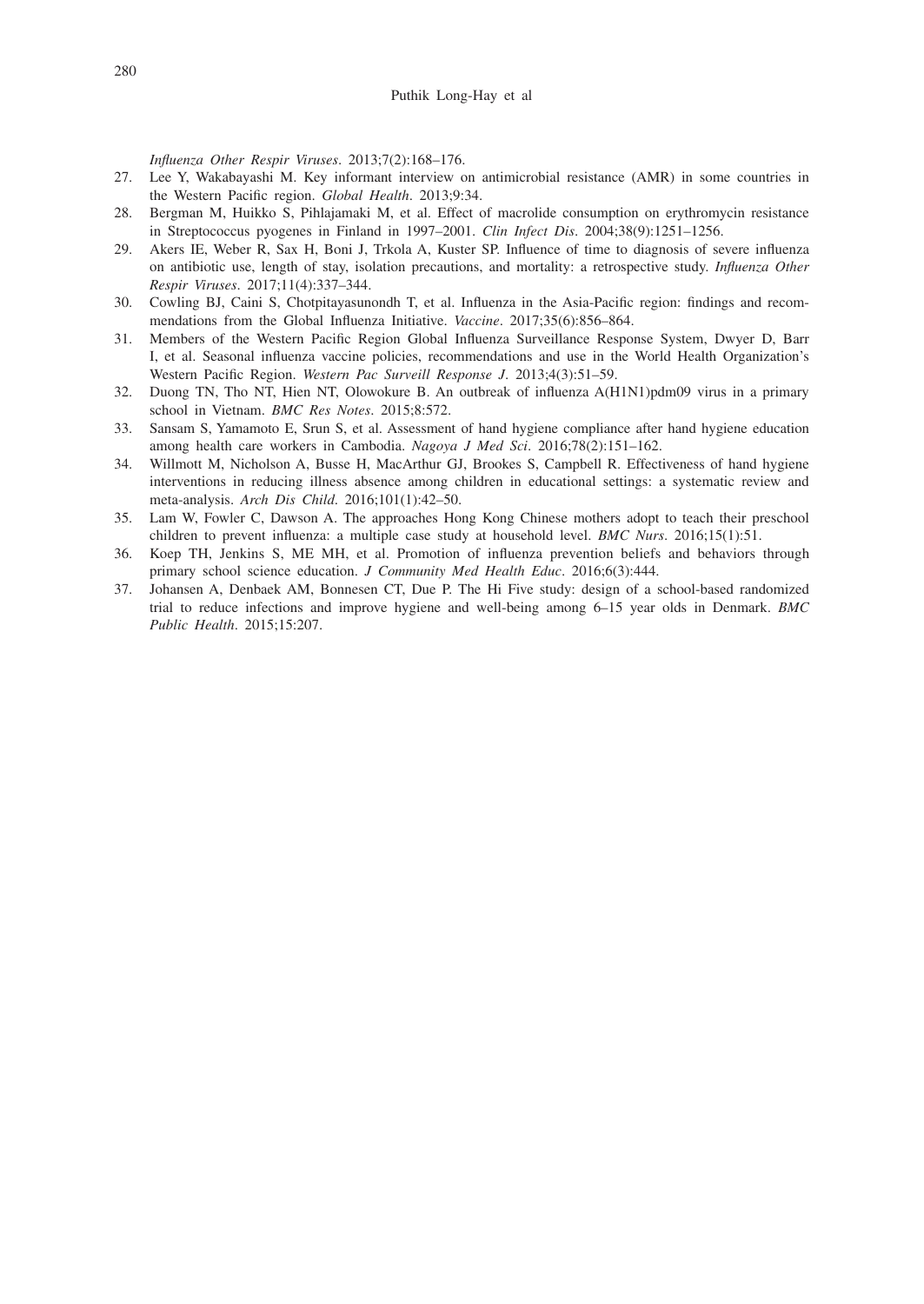*Influenza Other Respir Viruses*. 2013;7(2):168–176.

27. Lee Y, Wakabayashi M. Key informant interview on antimicrobial resistance (AMR) in some countries in the Western Pacific region. *Global Health*. 2013;9:34.
28. Bergman M, Huikko S, Pihlajamaki M, et al. Effect of macrolide consumption on erythromycin resistance in Streptococcus pyogenes in Finland in 1997–2001. *Clin Infect Dis*. 2004;38(9):1251–1256.
29. Akers IE, Weber R, Sax H, Boni J, Trkola A, Kuster SP. Influence of time to diagnosis of severe influenza on antibiotic use, length of stay, isolation precautions, and mortality: a retrospective study. *Influenza Other Respir Viruses*. 2017;11(4):337–344.
30. Cowling BJ, Caini S, Chotpitayasunondh T, et al. Influenza in the Asia-Pacific region: findings and recommendations from the Global Influenza Initiative. *Vaccine*. 2017;35(6):856–864.
31. Members of the Western Pacific Region Global Influenza Surveillance Response System, Dwyer D, Barr I, et al. Seasonal influenza vaccine policies, recommendations and use in the World Health Organization's Western Pacific Region. *Western Pac Surveill Response J*. 2013;4(3):51–59.
32. Duong TN, Tho NT, Hien NT, Olowokure B. An outbreak of influenza A(H1N1)pdm09 virus in a primary school in Vietnam. *BMC Res Notes*. 2015;8:572.
33. Sansam S, Yamamoto E, Srun S, et al. Assessment of hand hygiene compliance after hand hygiene education among health care workers in Cambodia. *Nagoya J Med Sci*. 2016;78(2):151–162.
34. Willmott M, Nicholson A, Busse H, MacArthur GJ, Brookes S, Campbell R. Effectiveness of hand hygiene interventions in reducing illness absence among children in educational settings: a systematic review and meta-analysis. *Arch Dis Child*. 2016;101(1):42–50.
35. Lam W, Fowler C, Dawson A. The approaches Hong Kong Chinese mothers adopt to teach their preschool children to prevent influenza: a multiple case study at household level. *BMC Nurs*. 2016;15(1):51.
36. Koep TH, Jenkins S, ME MH, et al. Promotion of influenza prevention beliefs and behaviors through primary school science education. *J Community Med Health Educ*. 2016;6(3):444.
37. Johansen A, Denbaek AM, Bonnesen CT, Due P. The Hi Five study: design of a school-based randomized trial to reduce infections and improve hygiene and well-being among 6–15 year olds in Denmark. *BMC Public Health*. 2015;15:207.